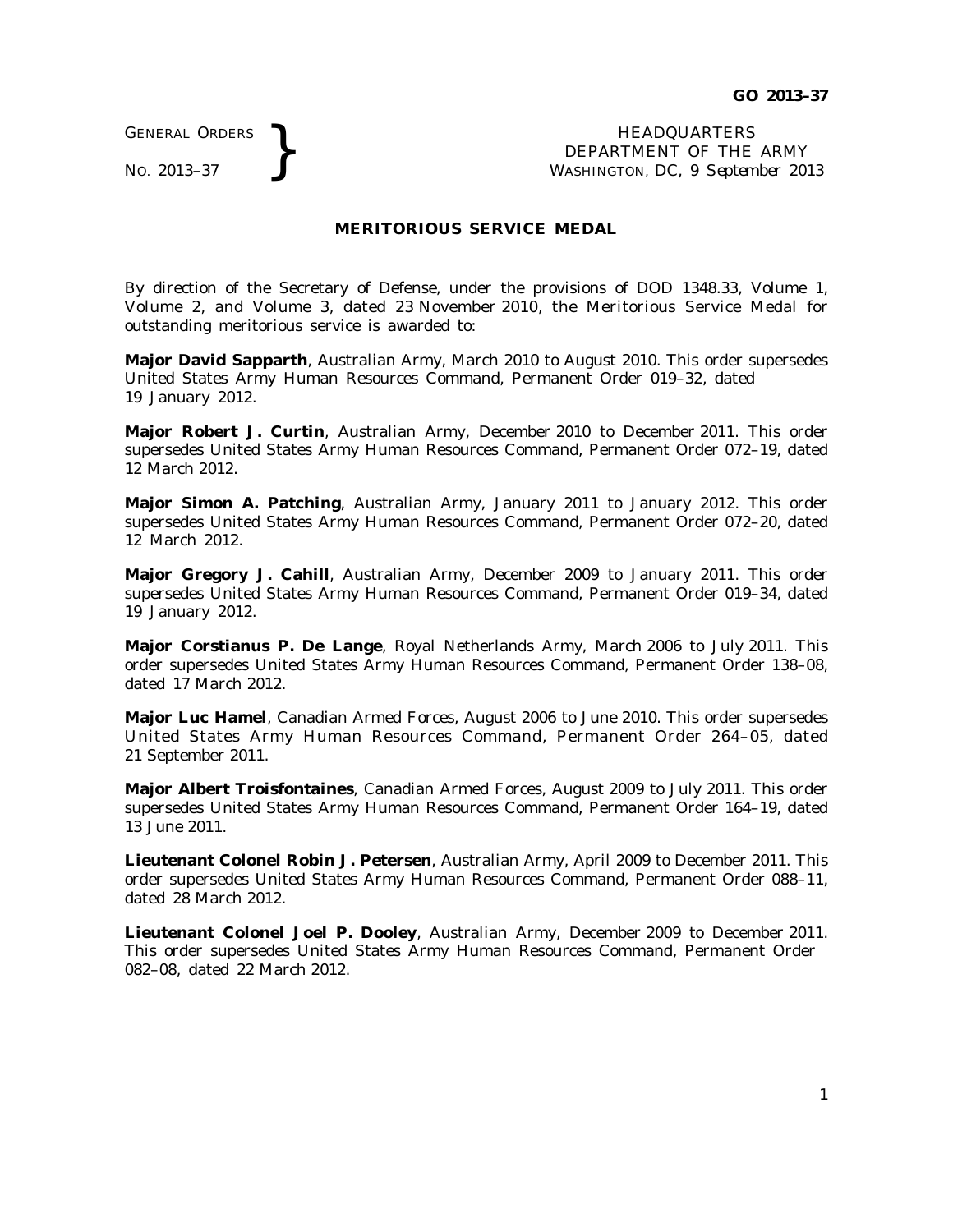GENERAL ORDERS
NO. 2013–37

HEADQUARTERS
DEPARTMENT OF THE ARMY
WASHINGTON, DC, *9 September 2013*

## MERITORIOUS SERVICE MEDAL

By direction of the Secretary of Defense, under the provisions of DOD 1348.33, Volume 1, Volume 2, and Volume 3, dated 23 November 2010, the Meritorious Service Medal for outstanding meritorious service is awarded to:

**Major David Sapparth**, Australian Army, March 2010 to August 2010. This order supersedes United States Army Human Resources Command, Permanent Order 019–32, dated 19 January 2012.

**Major Robert J. Curtin**, Australian Army, December 2010 to December 2011. This order supersedes United States Army Human Resources Command, Permanent Order 072–19, dated 12 March 2012.

**Major Simon A. Patching**, Australian Army, January 2011 to January 2012. This order supersedes United States Army Human Resources Command, Permanent Order 072–20, dated 12 March 2012.

**Major Gregory J. Cahill**, Australian Army, December 2009 to January 2011. This order supersedes United States Army Human Resources Command, Permanent Order 019–34, dated 19 January 2012.

**Major Corstianus P. De Lange**, Royal Netherlands Army, March 2006 to July 2011. This order supersedes United States Army Human Resources Command, Permanent Order 138–08, dated 17 March 2012.

**Major Luc Hamel**, Canadian Armed Forces, August 2006 to June 2010. This order supersedes United States Army Human Resources Command, Permanent Order 264–05, dated 21 September 2011.

**Major Albert Troisfontaines**, Canadian Armed Forces, August 2009 to July 2011. This order supersedes United States Army Human Resources Command, Permanent Order 164–19, dated 13 June 2011.

**Lieutenant Colonel Robin J. Petersen**, Australian Army, April 2009 to December 2011. This order supersedes United States Army Human Resources Command, Permanent Order 088–11, dated 28 March 2012.

**Lieutenant Colonel Joel P. Dooley**, Australian Army, December 2009 to December 2011. This order supersedes United States Army Human Resources Command, Permanent Order 082–08, dated 22 March 2012.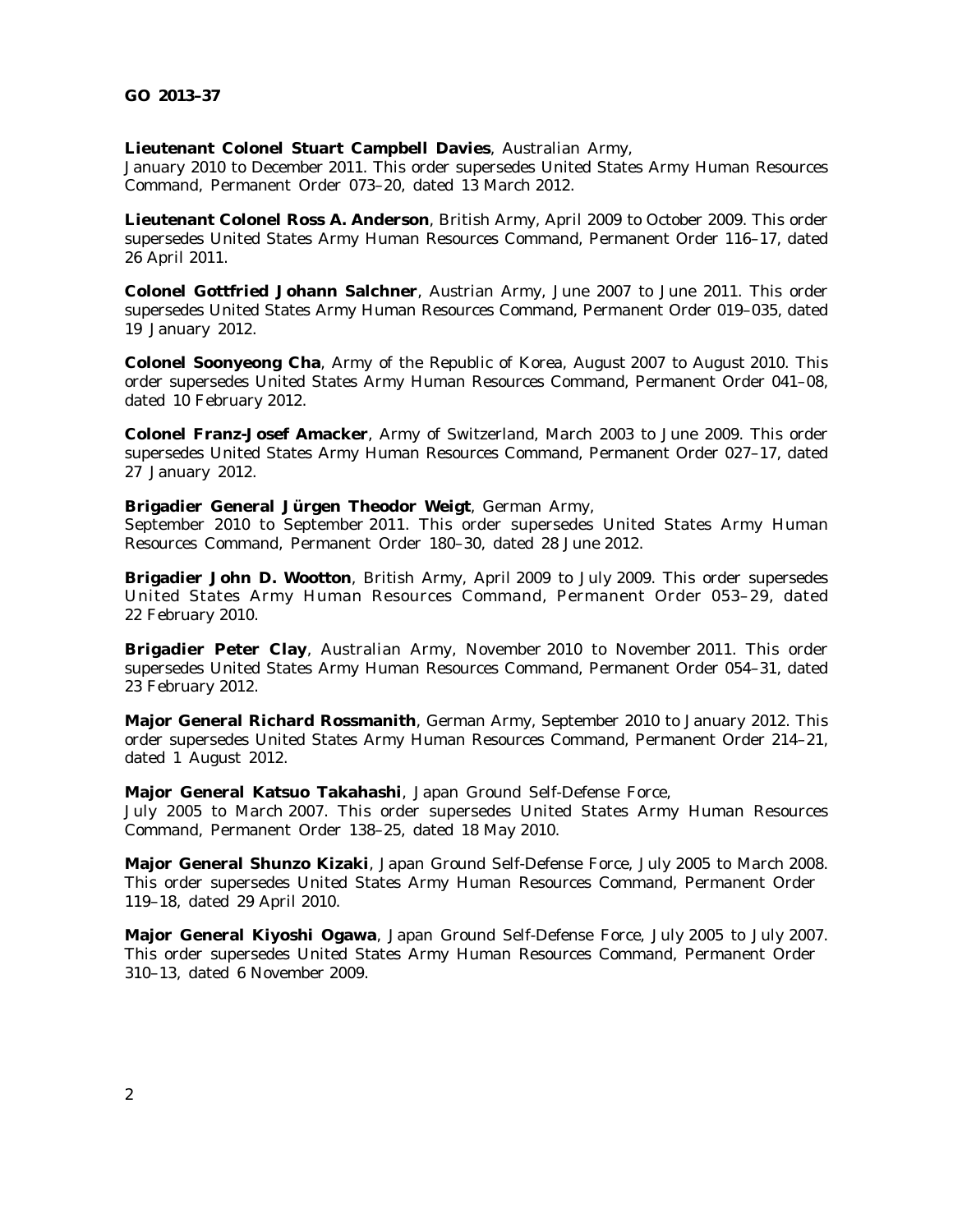**GO 2013–37**

**Lieutenant Colonel Stuart Campbell Davies**, Australian Army, January 2010 to December 2011. This order supersedes United States Army Human Resources Command, Permanent Order 073–20, dated 13 March 2012.

**Lieutenant Colonel Ross A. Anderson**, British Army, April 2009 to October 2009. This order supersedes United States Army Human Resources Command, Permanent Order 116–17, dated 26 April 2011.

**Colonel Gottfried Johann Salchner**, Austrian Army, June 2007 to June 2011. This order supersedes United States Army Human Resources Command, Permanent Order 019–035, dated 19 January 2012.

**Colonel Soonyeong Cha**, Army of the Republic of Korea, August 2007 to August 2010. This order supersedes United States Army Human Resources Command, Permanent Order 041–08, dated 10 February 2012.

**Colonel Franz-Josef Amacker**, Army of Switzerland, March 2003 to June 2009. This order supersedes United States Army Human Resources Command, Permanent Order 027–17, dated 27 January 2012.

**Brigadier General Jürgen Theodor Weigt**, German Army, September 2010 to September 2011. This order supersedes United States Army Human Resources Command, Permanent Order 180–30, dated 28 June 2012.

**Brigadier John D. Wootton**, British Army, April 2009 to July 2009. This order supersedes United States Army Human Resources Command, Permanent Order 053–29, dated 22 February 2010.

**Brigadier Peter Clay**, Australian Army, November 2010 to November 2011. This order supersedes United States Army Human Resources Command, Permanent Order 054–31, dated 23 February 2012.

**Major General Richard Rossmanith**, German Army, September 2010 to January 2012. This order supersedes United States Army Human Resources Command, Permanent Order 214–21, dated 1 August 2012.

**Major General Katsuo Takahashi**, Japan Ground Self-Defense Force, July 2005 to March 2007. This order supersedes United States Army Human Resources Command, Permanent Order 138–25, dated 18 May 2010.

**Major General Shunzo Kizaki**, Japan Ground Self-Defense Force, July 2005 to March 2008. This order supersedes United States Army Human Resources Command, Permanent Order 119–18, dated 29 April 2010.

**Major General Kiyoshi Ogawa**, Japan Ground Self-Defense Force, July 2005 to July 2007. This order supersedes United States Army Human Resources Command, Permanent Order 310–13, dated 6 November 2009.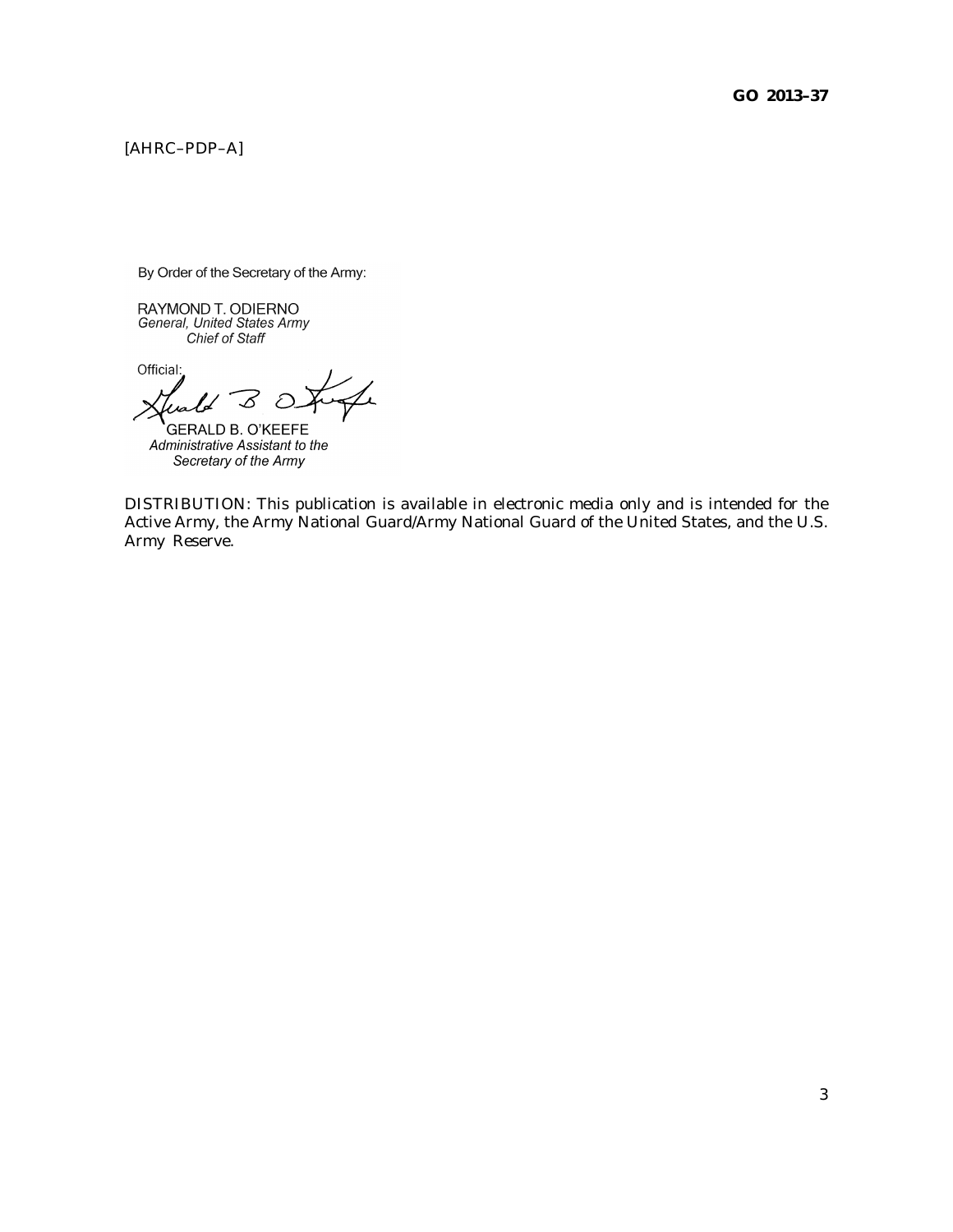[AHRC–PDP–A]

By Order of the Secretary of the Army:

RAYMOND T. ODIERNO
*General, United States Army*
*Chief of Staff*

Official:

GERALD B. O'KEEFE
*Administrative Assistant to the*
*Secretary of the Army*

DISTRIBUTION: This publication is available in electronic media only and is intended for the Active Army, the Army National Guard/Army National Guard of the United States, and the U.S. Army Reserve.